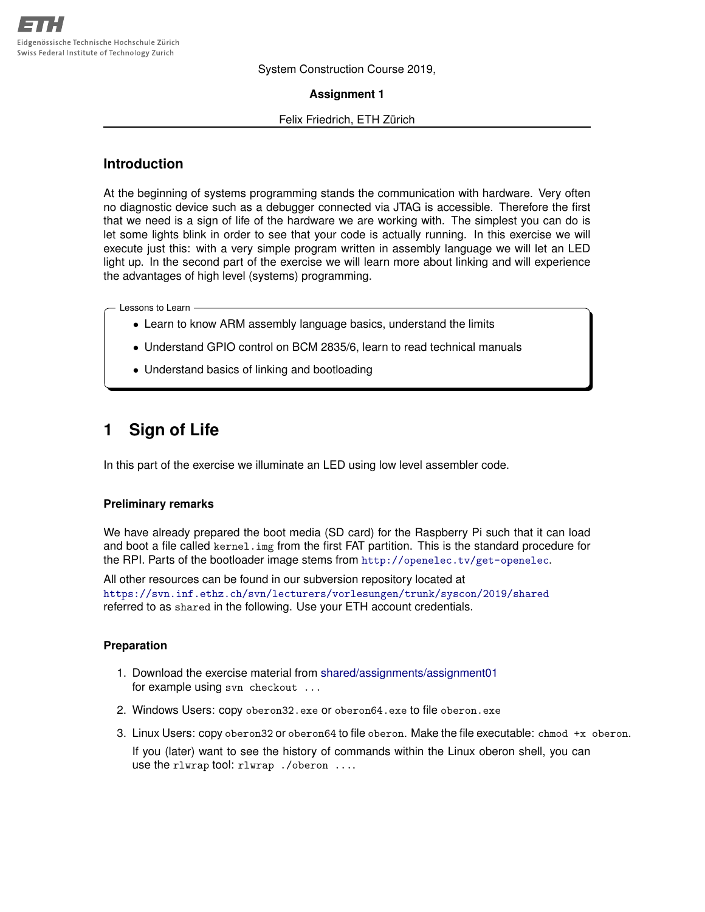Eidgenössische Technische Hochschule Zürich
Swiss Federal Institute of Technology Zurich

System Construction Course 2019,

**Assignment 1**

Felix Friedrich, ETH Zürich

## Introduction

At the beginning of systems programming stands the communication with hardware. Very often no diagnostic device such as a debugger connected via JTAG is accessible. Therefore the first that we need is a sign of life of the hardware we are working with. The simplest you can do is let some lights blink in order to see that your code is actually running. In this exercise we will execute just this: with a very simple program written in assembly language we will let an LED light up. In the second part of the exercise we will learn more about linking and will experience the advantages of high level (systems) programming.

**Lessons to Learn**

- Learn to know ARM assembly language basics, understand the limits
- Understand GPIO control on BCM 2835/6, learn to read technical manuals
- Understand basics of linking and bootloading

# 1 Sign of Life

In this part of the exercise we illuminate an LED using low level assembler code.

### Preliminary remarks

We have already prepared the boot media (SD card) for the Raspberry Pi such that it can load and boot a file called `kernel.img` from the first FAT partition. This is the standard procedure for the RPI. Parts of the bootloader image stems from `http://openelec.tv/get-openelec`.

All other resources can be found in our subversion repository located at `https://svn.inf.ethz.ch/svn/lecturers/vorlesungen/trunk/syscon/2019/shared` referred to as `shared` in the following. Use your ETH account credentials.

### Preparation

1. Download the exercise material from shared/assignments/assignment01 for example using `svn checkout ...`
2. Windows Users: copy `oberon32.exe` or `oberon64.exe` to file `oberon.exe`
3. Linux Users: copy `oberon32` or `oberon64` to file `oberon`. Make the file executable: `chmod +x oberon`.

   If you (later) want to see the history of commands within the Linux oberon shell, you can use the `rlwrap` tool: `rlwrap ./oberon ....`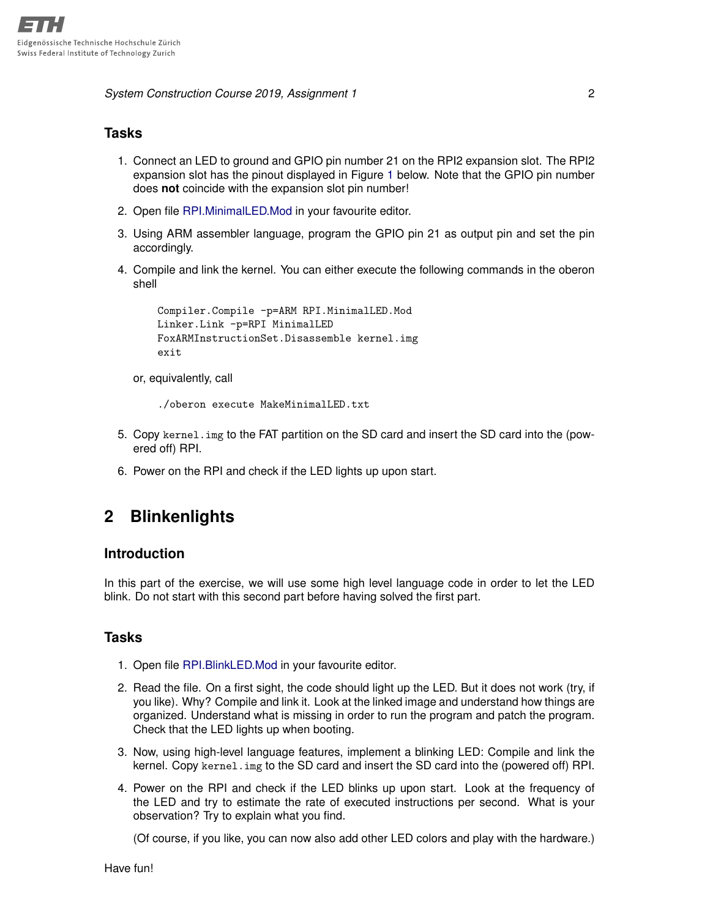### Tasks

1. Connect an LED to ground and GPIO pin number 21 on the RPI2 expansion slot. The RPI2 expansion slot has the pinout displayed in Figure 1 below. Note that the GPIO pin number does **not** coincide with the expansion slot pin number!
2. Open file RPI.MinimalLED.Mod in your favourite editor.
3. Using ARM assembler language, program the GPIO pin 21 as output pin and set the pin accordingly.
4. Compile and link the kernel. You can either execute the following commands in the oberon shell

   ```
   Compiler.Compile -p=ARM RPI.MinimalLED.Mod
   Linker.Link -p=RPI MinimalLED
   FoxARMInstructionSet.Disassemble kernel.img
   exit
   ```

   or, equivalently, call

   ```
   ./oberon execute MakeMinimalLED.txt
   ```

5. Copy `kernel.img` to the FAT partition on the SD card and insert the SD card into the (powered off) RPI.
6. Power on the RPI and check if the LED lights up upon start.

## 2 Blinkenlights

### Introduction

In this part of the exercise, we will use some high level language code in order to let the LED blink. Do not start with this second part before having solved the first part.

### Tasks

1. Open file RPI.BlinkLED.Mod in your favourite editor.
2. Read the file. On a first sight, the code should light up the LED. But it does not work (try, if you like). Why? Compile and link it. Look at the linked image and understand how things are organized. Understand what is missing in order to run the program and patch the program. Check that the LED lights up when booting.
3. Now, using high-level language features, implement a blinking LED: Compile and link the kernel. Copy `kernel.img` to the SD card and insert the SD card into the (powered off) RPI.
4. Power on the RPI and check if the LED blinks up upon start. Look at the frequency of the LED and try to estimate the rate of executed instructions per second. What is your observation? Try to explain what you find.

   (Of course, if you like, you can now also add other LED colors and play with the hardware.)

Have fun!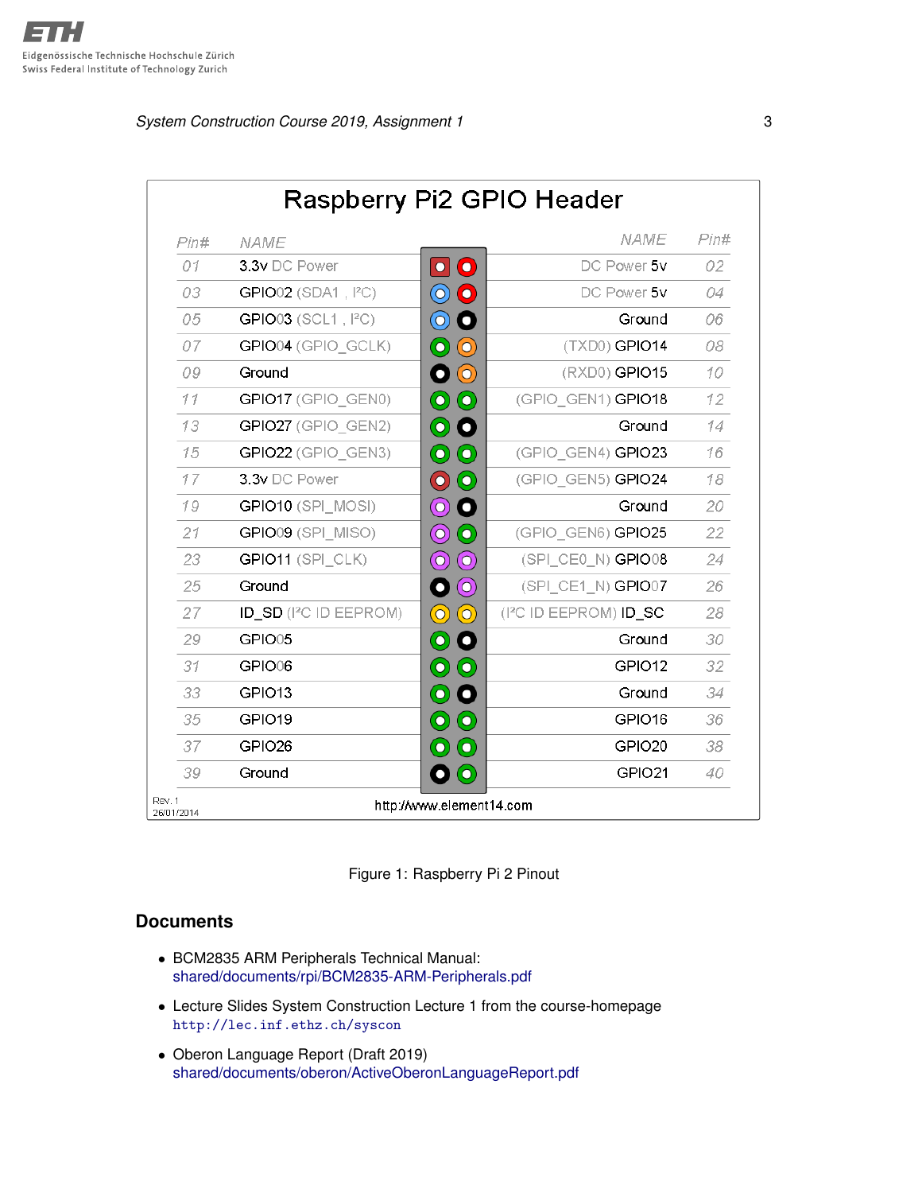# Raspberry Pi2 GPIO Header

| Pin# | NAME | NAME | Pin# |
|---|---|---|---|
| 01 | 3.3v DC Power | DC Power 5v | 02 |
| 03 | GPIO02 (SDA1 , I²C) | DC Power 5v | 04 |
| 05 | GPIO03 (SCL1 , I²C) | Ground | 06 |
| 07 | GPIO04 (GPIO_GCLK) | (TXD0) GPIO14 | 08 |
| 09 | Ground | (RXD0) GPIO15 | 10 |
| 11 | GPIO17 (GPIO_GEN0) | (GPIO_GEN1) GPIO18 | 12 |
| 13 | GPIO27 (GPIO_GEN2) | Ground | 14 |
| 15 | GPIO22 (GPIO_GEN3) | (GPIO_GEN4) GPIO23 | 16 |
| 17 | 3.3v DC Power | (GPIO_GEN5) GPIO24 | 18 |
| 19 | GPIO10 (SPI_MOSI) | Ground | 20 |
| 21 | GPIO09 (SPI_MISO) | (GPIO_GEN6) GPIO25 | 22 |
| 23 | GPIO11 (SPI_CLK) | (SPI_CE0_N) GPIO08 | 24 |
| 25 | Ground | (SPI_CE1_N) GPIO07 | 26 |
| 27 | ID_SD (I²C ID EEPROM) | (I²C ID EEPROM) ID_SC | 28 |
| 29 | GPIO05 | Ground | 30 |
| 31 | GPIO06 | GPIO12 | 32 |
| 33 | GPIO13 | Ground | 34 |
| 35 | GPIO19 | GPIO16 | 36 |
| 37 | GPIO26 | GPIO20 | 38 |
| 39 | Ground | GPIO21 | 40 |

Rev. 1
26/01/2014

http://www.element14.com

Figure 1: Raspberry Pi 2 Pinout

## Documents

- BCM2835 ARM Peripherals Technical Manual:
  shared/documents/rpi/BCM2835-ARM-Peripherals.pdf
- Lecture Slides System Construction Lecture 1 from the course-homepage
  http://lec.inf.ethz.ch/syscon
- Oberon Language Report (Draft 2019)
  shared/documents/oberon/ActiveOberonLanguageReport.pdf